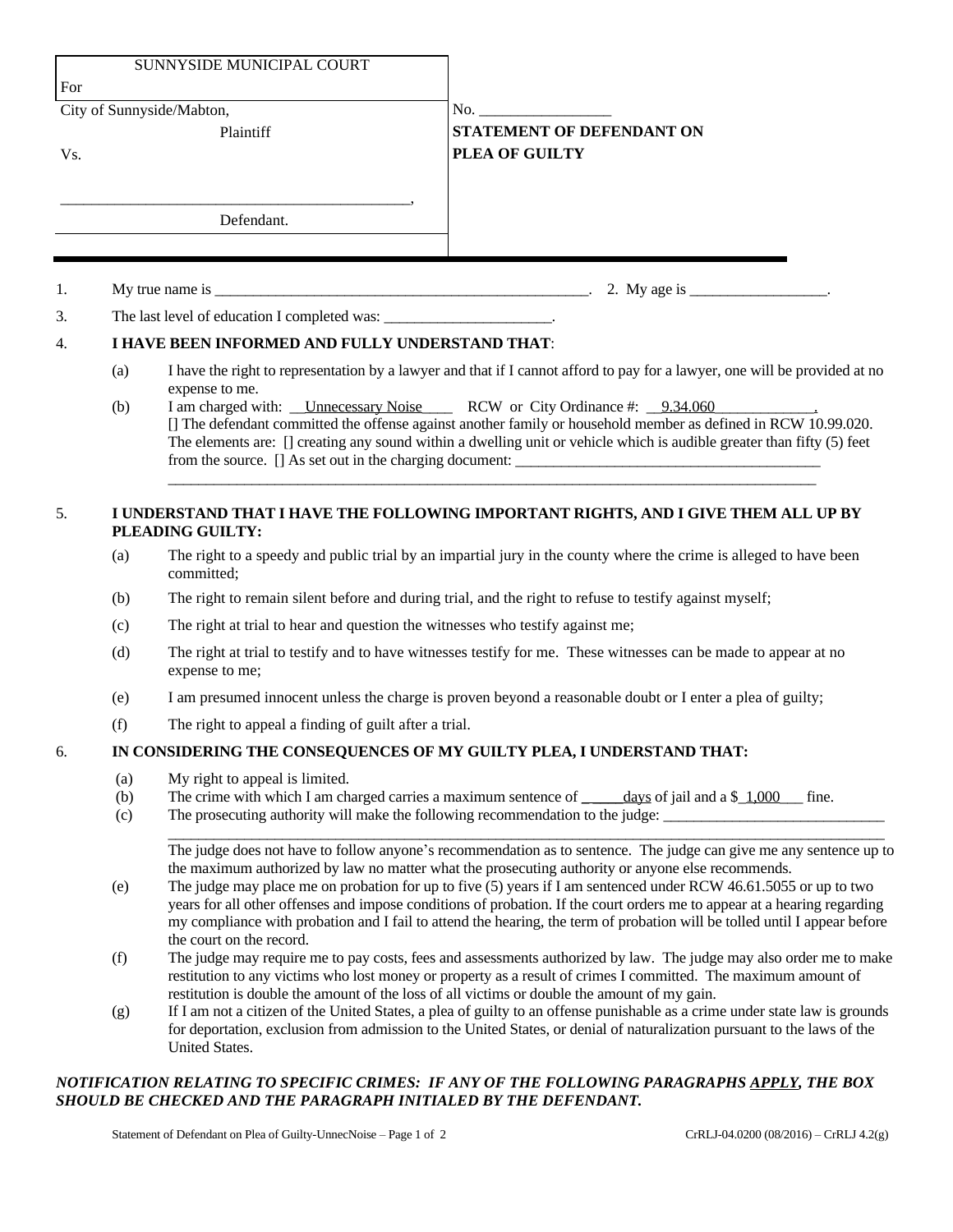| SUNNYSIDE MUNICIPAL COURT<br>For | |
|---|---|
| City of Sunnyside/Mabton,<br>Plaintiff<br>Vs.<br><br>_____________________________________________,<br>Defendant. | No. _________________<br>**STATEMENT OF DEFENDANT ON PLEA OF GUILTY** |

1. My true name is ___________________________________________________. 2. My age is __________________.

3. The last level of education I completed was: ______________________.

4. **I HAVE BEEN INFORMED AND FULLY UNDERSTAND THAT**:

   (a) I have the right to representation by a lawyer and that if I cannot afford to pay for a lawyer, one will be provided at no expense to me.

   (b) I am charged with: __Unnecessary Noise____ RCW or City Ordinance #: __9.34.060_____________.
   [] The defendant committed the offense against another family or household member as defined in RCW 10.99.020.
   The elements are: [] creating any sound within a dwelling unit or vehicle which is audible greater than fifty (5) feet from the source. [] As set out in the charging document: __________________________________________
   ____________________________________________________________________________________________

5. **I UNDERSTAND THAT I HAVE THE FOLLOWING IMPORTANT RIGHTS, AND I GIVE THEM ALL UP BY PLEADING GUILTY:**

   (a) The right to a speedy and public trial by an impartial jury in the county where the crime is alleged to have been committed;

   (b) The right to remain silent before and during trial, and the right to refuse to testify against myself;

   (c) The right at trial to hear and question the witnesses who testify against me;

   (d) The right at trial to testify and to have witnesses testify for me. These witnesses can be made to appear at no expense to me;

   (e) I am presumed innocent unless the charge is proven beyond a reasonable doubt or I enter a plea of guilty;

   (f) The right to appeal a finding of guilt after a trial.

6. **IN CONSIDERING THE CONSEQUENCES OF MY GUILTY PLEA, I UNDERSTAND THAT:**

   (a) My right to appeal is limited.

   (b) The crime with which I am charged carries a maximum sentence of _____days of jail and a $_1,000___ fine.

   (c) The prosecuting authority will make the following recommendation to the judge: _____________________________
   ____________________________________________________________________________________________
   The judge does not have to follow anyone's recommendation as to sentence. The judge can give me any sentence up to the maximum authorized by law no matter what the prosecuting authority or anyone else recommends.

   (e) The judge may place me on probation for up to five (5) years if I am sentenced under RCW 46.61.5055 or up to two years for all other offenses and impose conditions of probation. If the court orders me to appear at a hearing regarding my compliance with probation and I fail to attend the hearing, the term of probation will be tolled until I appear before the court on the record.

   (f) The judge may require me to pay costs, fees and assessments authorized by law. The judge may also order me to make restitution to any victims who lost money or property as a result of crimes I committed. The maximum amount of restitution is double the amount of the loss of all victims or double the amount of my gain.

   (g) If I am not a citizen of the United States, a plea of guilty to an offense punishable as a crime under state law is grounds for deportation, exclusion from admission to the United States, or denial of naturalization pursuant to the laws of the United States.

***NOTIFICATION RELATING TO SPECIFIC CRIMES: IF ANY OF THE FOLLOWING PARAGRAPHS APPLY, THE BOX SHOULD BE CHECKED AND THE PARAGRAPH INITIALED BY THE DEFENDANT.***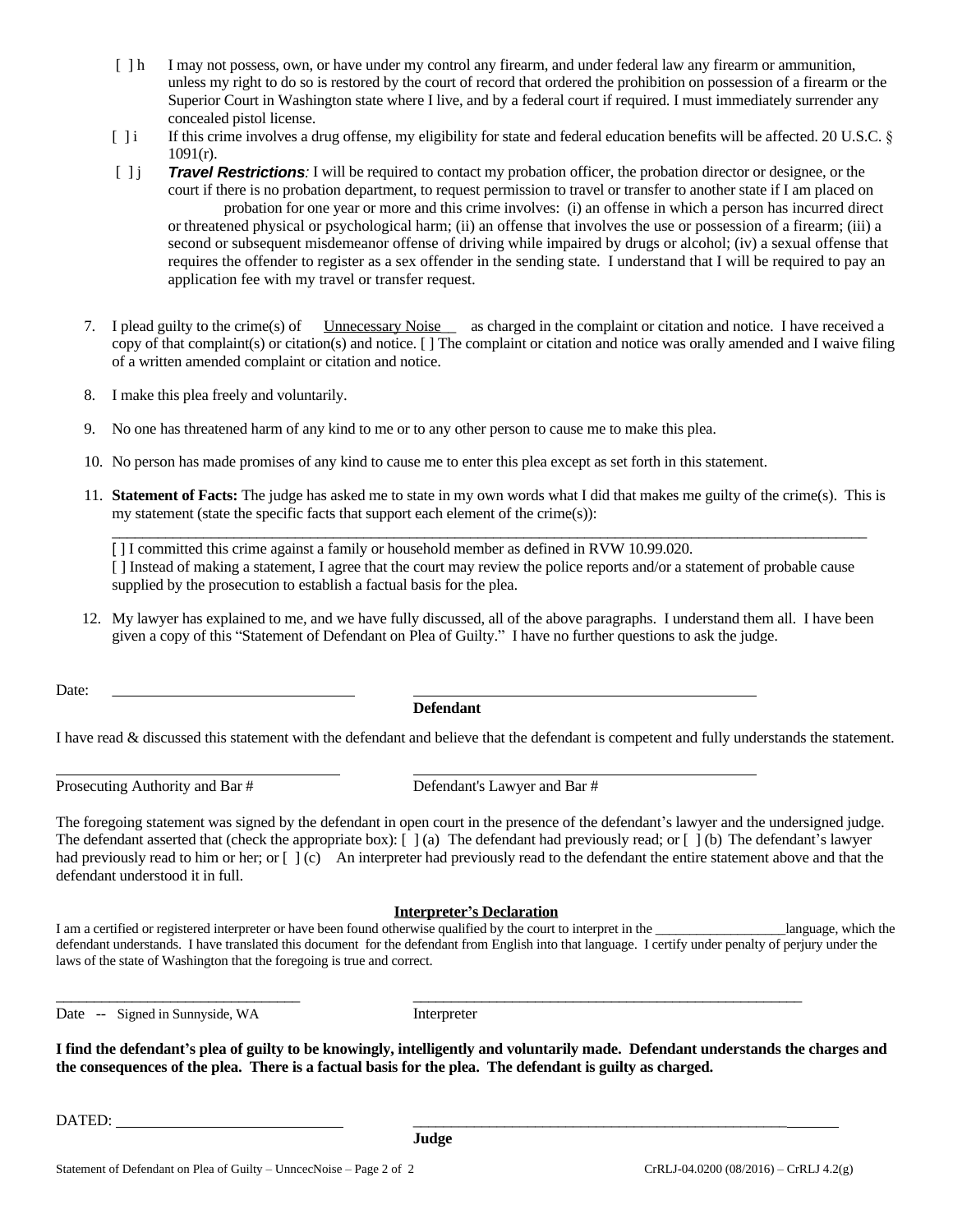[ ] h I may not possess, own, or have under my control any firearm, and under federal law any firearm or ammunition, unless my right to do so is restored by the court of record that ordered the prohibition on possession of a firearm or the Superior Court in Washington state where I live, and by a federal court if required. I must immediately surrender any concealed pistol license.

[ ] i If this crime involves a drug offense, my eligibility for state and federal education benefits will be affected. 20 U.S.C. § 1091(r).

[ ] j ***Travel Restrictions****:* I will be required to contact my probation officer, the probation director or designee, or the court if there is no probation department, to request permission to travel or transfer to another state if I am placed on probation for one year or more and this crime involves: (i) an offense in which a person has incurred direct or threatened physical or psychological harm; (ii) an offense that involves the use or possession of a firearm; (iii) a second or subsequent misdemeanor offense of driving while impaired by drugs or alcohol; (iv) a sexual offense that requires the offender to register as a sex offender in the sending state. I understand that I will be required to pay an application fee with my travel or transfer request.

7. I plead guilty to the crime(s) of Unnecessary Noise as charged in the complaint or citation and notice. I have received a copy of that complaint(s) or citation(s) and notice. [ ] The complaint or citation and notice was orally amended and I waive filing of a written amended complaint or citation and notice.

8. I make this plea freely and voluntarily.

9. No one has threatened harm of any kind to me or to any other person to cause me to make this plea.

10. No person has made promises of any kind to cause me to enter this plea except as set forth in this statement.

11. **Statement of Facts:** The judge has asked me to state in my own words what I did that makes me guilty of the crime(s). This is my statement (state the specific facts that support each element of the crime(s)):
\_\_\_\_\_\_\_\_\_\_\_\_\_\_\_\_\_\_\_\_\_\_\_\_\_\_\_\_\_\_\_\_\_\_\_\_\_\_\_\_\_\_\_\_\_\_\_\_\_\_\_\_\_\_\_\_\_\_\_\_\_\_\_\_\_\_\_\_\_\_\_\_\_\_\_\_\_\_
[ ] I committed this crime against a family or household member as defined in RVW 10.99.020.
[ ] Instead of making a statement, I agree that the court may review the police reports and/or a statement of probable cause supplied by the prosecution to establish a factual basis for the plea.

12. My lawyer has explained to me, and we have fully discussed, all of the above paragraphs. I understand them all. I have been given a copy of this "Statement of Defendant on Plea of Guilty." I have no further questions to ask the judge.

Date: \_\_\_\_\_\_\_\_\_\_\_\_\_\_\_\_\_\_\_\_\_\_\_\_ \_\_\_\_\_\_\_\_\_\_\_\_\_\_\_\_\_\_\_\_\_\_\_\_\_\_\_\_\_\_\_\_\_\_\_\_
**Defendant**

I have read & discussed this statement with the defendant and believe that the defendant is competent and fully understands the statement.

\_\_\_\_\_\_\_\_\_\_\_\_\_\_\_\_\_\_\_\_\_\_\_\_\_\_\_\_\_\_ \_\_\_\_\_\_\_\_\_\_\_\_\_\_\_\_\_\_\_\_\_\_\_\_\_\_\_\_\_\_\_\_\_\_\_\_
Prosecuting Authority and Bar # Defendant's Lawyer and Bar #

The foregoing statement was signed by the defendant in open court in the presence of the defendant's lawyer and the undersigned judge. The defendant asserted that (check the appropriate box): [ ] (a) The defendant had previously read; or [ ] (b) The defendant's lawyer had previously read to him or her; or [ ] (c) An interpreter had previously read to the defendant the entire statement above and that the defendant understood it in full.

## Interpreter's Declaration

I am a certified or registered interpreter or have been found otherwise qualified by the court to interpret in the \_\_\_\_\_\_\_\_\_\_\_\_\_\_\_\_\_\_\_language, which the defendant understands. I have translated this document for the defendant from English into that language. I certify under penalty of perjury under the laws of the state of Washington that the foregoing is true and correct.

\_\_\_\_\_\_\_\_\_\_\_\_\_\_\_\_\_\_\_\_\_\_\_\_\_\_\_\_\_\_ \_\_\_\_\_\_\_\_\_\_\_\_\_\_\_\_\_\_\_\_\_\_\_\_\_\_\_\_\_\_\_\_\_\_\_\_\_\_\_\_\_\_\_\_\_\_\_\_
Date -- Signed in Sunnyside, WA Interpreter

**I find the defendant's plea of guilty to be knowingly, intelligently and voluntarily made. Defendant understands the charges and the consequences of the plea. There is a factual basis for the plea. The defendant is guilty as charged.**

DATED: \_\_\_\_\_\_\_\_\_\_\_\_\_\_\_\_\_\_\_\_\_\_\_\_ \_\_\_\_\_\_\_\_\_\_\_\_\_\_\_\_\_\_\_\_\_\_\_\_\_\_\_\_\_\_\_\_\_\_\_\_\_\_\_\_\_\_\_\_\_\_\_\_
**Judge**

Statement of Defendant on Plea of Guilty – UnncecNoise CrRLJ-04.0200 (08/2016) – CrRLJ 4.2(g)